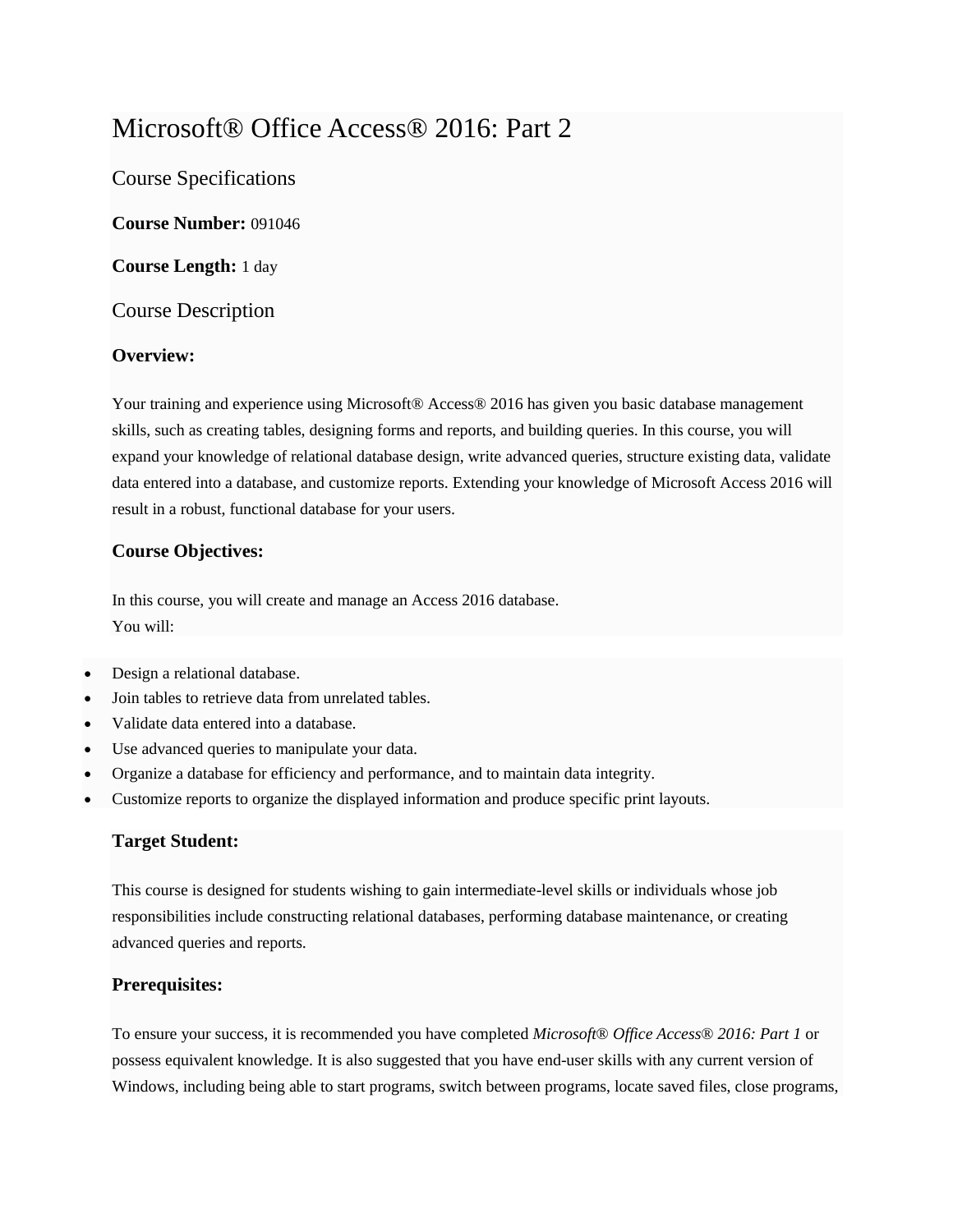# Microsoft® Office Access® 2016: Part 2

## Course Specifications

**Course Number:** 091046

**Course Length:** 1 day

## Course Description

### Overview:

Your training and experience using Microsoft® Access® 2016 has given you basic database management skills, such as creating tables, designing forms and reports, and building queries. In this course, you will expand your knowledge of relational database design, write advanced queries, structure existing data, validate data entered into a database, and customize reports. Extending your knowledge of Microsoft Access 2016 will result in a robust, functional database for your users.

### Course Objectives:

In this course, you will create and manage an Access 2016 database.
You will:

- Design a relational database.
- Join tables to retrieve data from unrelated tables.
- Validate data entered into a database.
- Use advanced queries to manipulate your data.
- Organize a database for efficiency and performance, and to maintain data integrity.
- Customize reports to organize the displayed information and produce specific print layouts.

### Target Student:

This course is designed for students wishing to gain intermediate-level skills or individuals whose job responsibilities include constructing relational databases, performing database maintenance, or creating advanced queries and reports.

### Prerequisites:

To ensure your success, it is recommended you have completed *Microsoft® Office Access® 2016: Part 1* or possess equivalent knowledge. It is also suggested that you have end-user skills with any current version of Windows, including being able to start programs, switch between programs, locate saved files, close programs,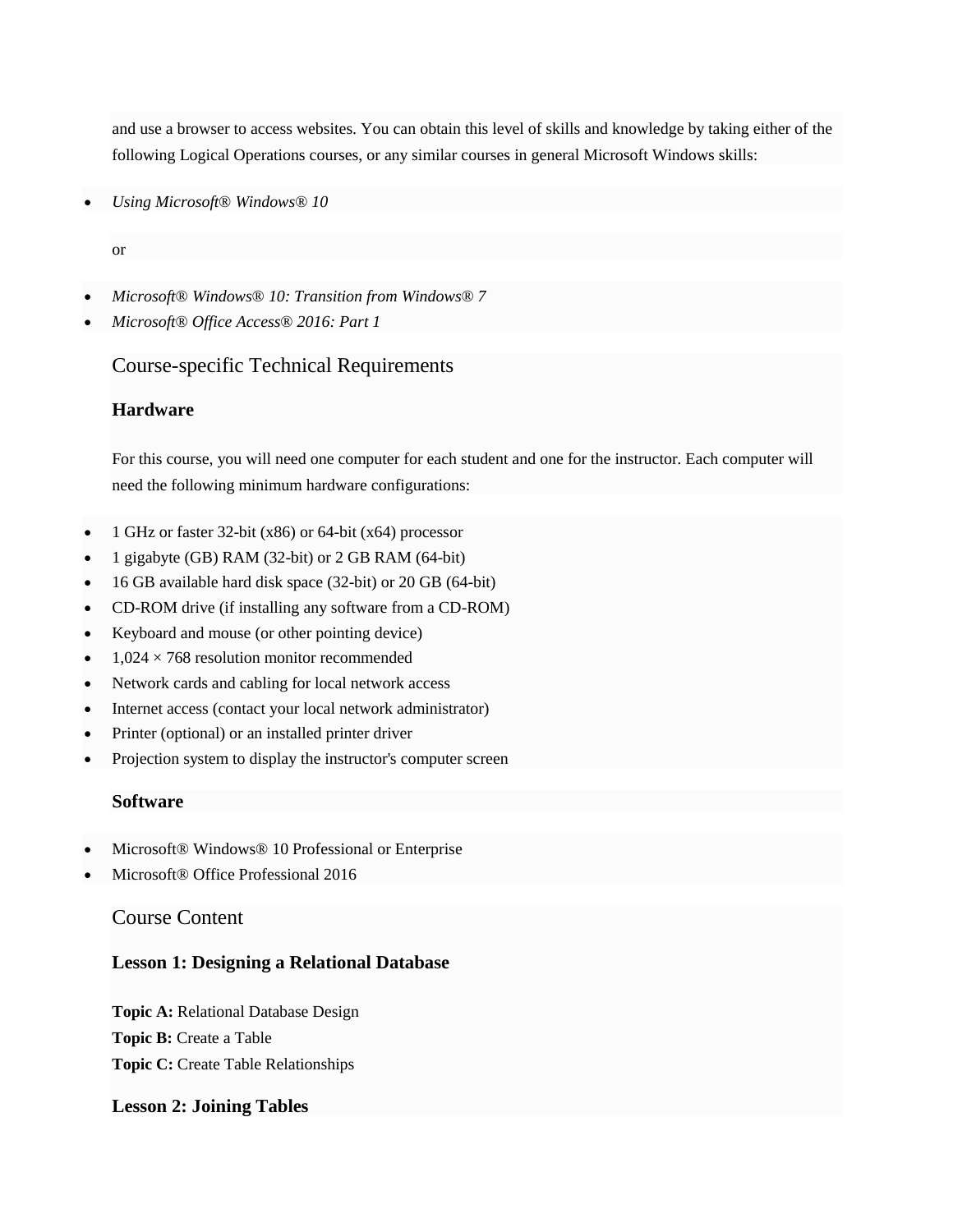and use a browser to access websites. You can obtain this level of skills and knowledge by taking either of the following Logical Operations courses, or any similar courses in general Microsoft Windows skills:

- *Using Microsoft® Windows® 10*

or

- *Microsoft® Windows® 10: Transition from Windows® 7*
- *Microsoft® Office Access® 2016: Part 1*

## Course-specific Technical Requirements

### Hardware

For this course, you will need one computer for each student and one for the instructor. Each computer will need the following minimum hardware configurations:

- 1 GHz or faster 32-bit (x86) or 64-bit (x64) processor
- 1 gigabyte (GB) RAM (32-bit) or 2 GB RAM (64-bit)
- 16 GB available hard disk space (32-bit) or 20 GB (64-bit)
- CD-ROM drive (if installing any software from a CD-ROM)
- Keyboard and mouse (or other pointing device)
- 1,024 × 768 resolution monitor recommended
- Network cards and cabling for local network access
- Internet access (contact your local network administrator)
- Printer (optional) or an installed printer driver
- Projection system to display the instructor's computer screen

### Software

- Microsoft® Windows® 10 Professional or Enterprise
- Microsoft® Office Professional 2016

## Course Content

### Lesson 1: Designing a Relational Database

**Topic A:** Relational Database Design
**Topic B:** Create a Table
**Topic C:** Create Table Relationships

### Lesson 2: Joining Tables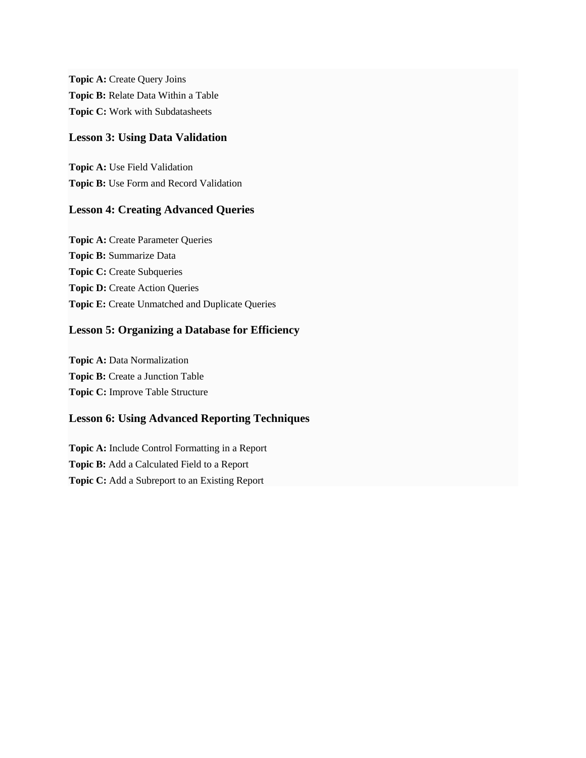**Topic A:** Create Query Joins
**Topic B:** Relate Data Within a Table
**Topic C:** Work with Subdatasheets

### Lesson 3: Using Data Validation

**Topic A:** Use Field Validation
**Topic B:** Use Form and Record Validation

### Lesson 4: Creating Advanced Queries

**Topic A:** Create Parameter Queries
**Topic B:** Summarize Data
**Topic C:** Create Subqueries
**Topic D:** Create Action Queries
**Topic E:** Create Unmatched and Duplicate Queries

### Lesson 5: Organizing a Database for Efficiency

**Topic A:** Data Normalization
**Topic B:** Create a Junction Table
**Topic C:** Improve Table Structure

### Lesson 6: Using Advanced Reporting Techniques

**Topic A:** Include Control Formatting in a Report
**Topic B:** Add a Calculated Field to a Report
**Topic C:** Add a Subreport to an Existing Report